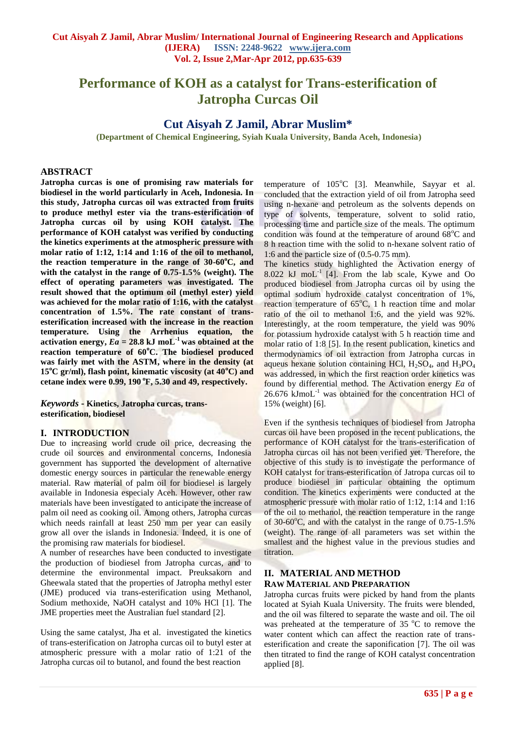# Performance of KOH as a catalyst for Trans-esterification of Jatropha Curcas Oil

## Cut Aisyah Z Jamil, Abrar Muslim*

**(Department of Chemical Engineering, Syiah Kuala University, Banda Aceh, Indonesia)**

## ABSTRACT

**Jatropha curcas is one of promising raw materials for biodiesel in the world particularly in Aceh, Indonesia. In this study, Jatropha curcas oil was extracted from fruits to produce methyl ester via the trans-esterification of Jatropha curcas oil by using KOH catalyst. The performance of KOH catalyst was verified by conducting the kinetics experiments at the atmospheric pressure with molar ratio of 1:12, 1:14 and 1:16 of the oil to methanol, the reaction temperature in the range of 30-60$^{o}$C, and with the catalyst in the range of 0.75-1.5% (weight). The effect of operating parameters was investigated. The result showed that the optimum oil (methyl ester) yield was achieved for the molar ratio of 1:16, with the catalyst concentration of 1.5%. The rate constant of trans-esterification increased with the increase in the reaction temperature. Using the Arrhenius equation, the activation energy, *Ea* = 28.8 kJ moL$^{-1}$ was obtained at the reaction temperature of 60$^{o}$C. The biodiesel produced was fairly met with the ASTM, where in the density (at 15$^{o}$C gr/ml), flash point, kinematic viscosity (at 40$^{o}$C) and cetane index were 0.99, 190 $^{o}$F, 5.30 and 49, respectively.**

***Keywords*** **- Kinetics, Jatropha curcas, trans-esterification, biodiesel**

## I. INTRODUCTION

Due to increasing world crude oil price, decreasing the crude oil sources and environmental concerns, Indonesia government has supported the development of alternative domestic energy sources in particular the renewable energy material. Raw material of palm oil for biodiesel is largely available in Indonesia especialy Aceh. However, other raw materials have been investigated to anticipate the increase of palm oil need as cooking oil. Among others, Jatropha curcas which needs rainfall at least 250 mm per year can easily grow all over the islands in Indonesia. Indeed, it is one of the promising raw materials for biodiesel.

A number of researches have been conducted to investigate the production of biodiesel from Jatropha curcas, and to determine the environmental impact. Preuksakorn and Gheewala stated that the properties of Jatropha methyl ester (JME) produced via trans-esterification using Methanol, Sodium methoxide, NaOH catalyst and 10% HCl [1]. The JME properties meet the Australian fuel standard [2].

Using the same catalyst, Jha et al. investigated the kinetics of trans-esterification on Jatropha curcas oil to butyl ester at atmospheric pressure with a molar ratio of 1:21 of the Jatropha curcas oil to butanol, and found the best reaction temperature of 105$^{o}$C [3]. Meanwhile, Sayyar et al. concluded that the extraction yield of oil from Jatropha seed using n-hexane and petroleum as the solvents depends on type of solvents, temperature, solvent to solid ratio, processing time and particle size of the meals. The optimum condition was found at the temperature of around 68$^{o}$C and 8 h reaction time with the solid to n-hexane solvent ratio of 1:6 and the particle size of (0.5-0.75 mm).

The kinetics study highlighted the Activation energy of 8.022 kJ moL$^{-1}$ [4]. From the lab scale, Kywe and Oo produced biodiesel from Jatropha curcas oil by using the optimal sodium hydroxide catalyst concentration of 1%, reaction temperature of 65$^{o}$C, 1 h reaction time and molar ratio of the oil to methanol 1:6, and the yield was 92%. Interestingly, at the room temperature, the yield was 90% for potassium hydroxide catalyst with 5 h reaction time and molar ratio of 1:8 [5]. In the resent publication, kinetics and thermodynamics of oil extraction from Jatropha curcas in aqueous hexane solution containing HCl, $H_2SO_4$, and $H_3PO_4$ was addressed, in which the first reaction order kinetics was found by differential method. The Activation energy *Ea* of 26.676 kJmoL$^{-1}$ was obtained for the concentration HCl of 15% (weight) [6].

Even if the synthesis techniques of biodiesel from Jatropha curcas oil have been proposed in the recent publications, the performance of KOH catalyst for the trans-esterification of Jatropha curcas oil has not been verified yet. Therefore, the objective of this study is to investigate the performance of KOH catalyst for trans-esterification of Jatropa curcas oil to produce biodiesel in particular obtaining the optimum condition. The kinetics experiments were conducted at the atmospheric pressure with molar ratio of 1:12, 1:14 and 1:16 of the oil to methanol, the reaction temperature in the range of 30-60$^{o}$C, and with the catalyst in the range of 0.75-1.5% (weight). The range of all parameters was set within the smallest and the highest value in the previous studies and titration.

## II. MATERIAL AND METHOD

### RAW MATERIAL AND PREPARATION

Jatropha curcas fruits were picked by hand from the plants located at Syiah Kuala University. The fruits were blended, and the oil was filtered to separate the waste and oil. The oil was preheated at the temperature of 35 $^{o}$C to remove the water content which can affect the reaction rate of trans-esterification and create the saponification [7]. The oil was then titrated to find the range of KOH catalyst concentration applied [8].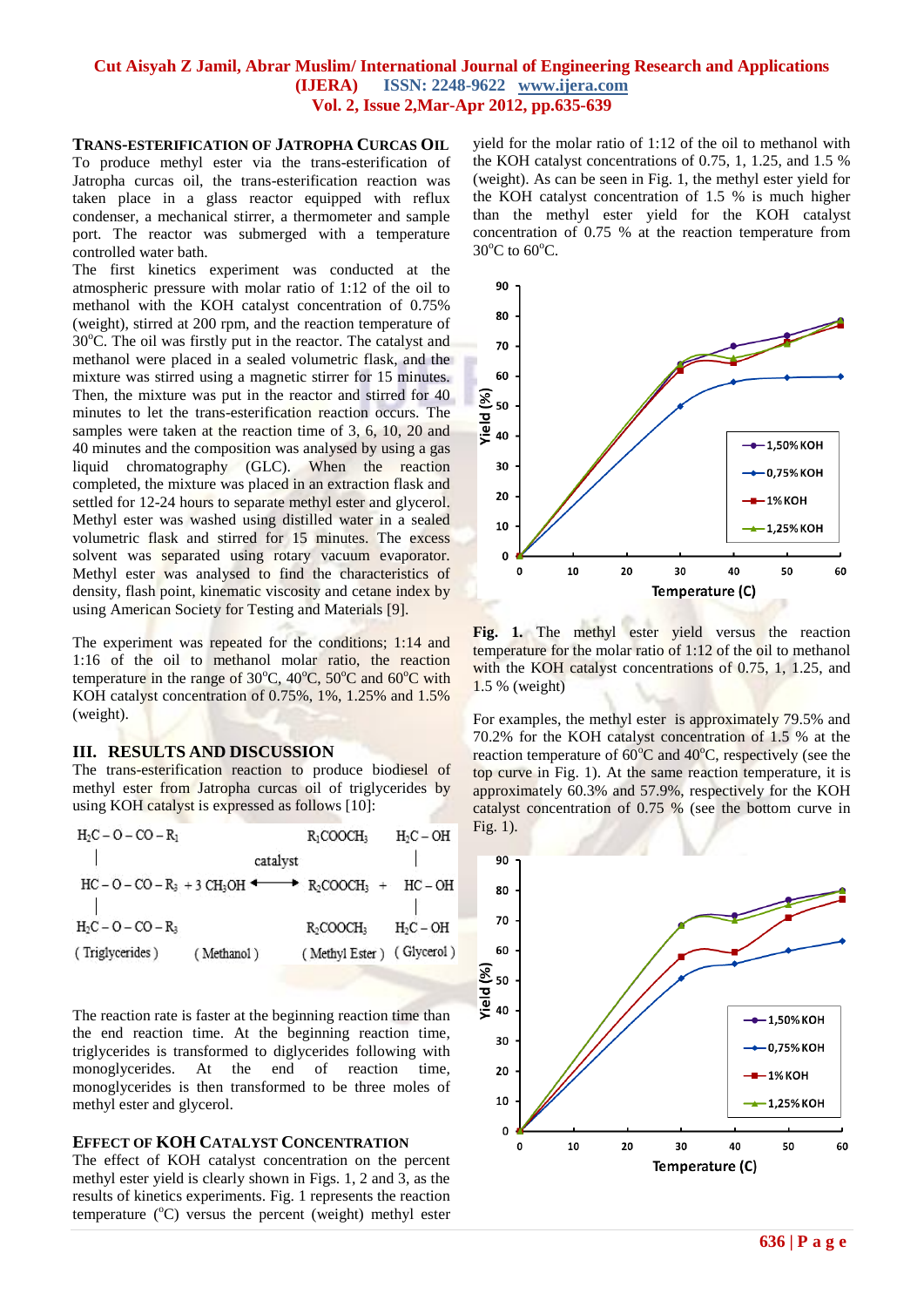### TRANS-ESTERIFICATION OF JATROPHA CURCAS OIL

To produce methyl ester via the trans-esterification of Jatropha curcas oil, the trans-esterification reaction was taken place in a glass reactor equipped with reflux condenser, a mechanical stirrer, a thermometer and sample port. The reactor was submerged with a temperature controlled water bath.

The first kinetics experiment was conducted at the atmospheric pressure with molar ratio of 1:12 of the oil to methanol with the KOH catalyst concentration of 0.75% (weight), stirred at 200 rpm, and the reaction temperature of 30°C. The oil was firstly put in the reactor. The catalyst and methanol were placed in a sealed volumetric flask, and the mixture was stirred using a magnetic stirrer for 15 minutes. Then, the mixture was put in the reactor and stirred for 40 minutes to let the trans-esterification reaction occurs. The samples were taken at the reaction time of 3, 6, 10, 20 and 40 minutes and the composition was analysed by using a gas liquid chromatography (GLC). When the reaction completed, the mixture was placed in an extraction flask and settled for 12-24 hours to separate methyl ester and glycerol. Methyl ester was washed using distilled water in a sealed volumetric flask and stirred for 15 minutes. The excess solvent was separated using rotary vacuum evaporator. Methyl ester was analysed to find the characteristics of density, flash point, kinematic viscosity and cetane index by using American Society for Testing and Materials [9].

The experiment was repeated for the conditions; 1:14 and 1:16 of the oil to methanol molar ratio, the reaction temperature in the range of 30°C, 40°C, 50°C and 60°C with KOH catalyst concentration of 0.75%, 1%, 1.25% and 1.5% (weight).

## III. RESULTS AND DISCUSSION

The trans-esterification reaction to produce biodiesel of methyl ester from Jatropha curcas oil of triglycerides by using KOH catalyst is expressed as follows [10]:

$$
\begin{array}{lcll}
H_2C-O-CO-R_1 & & R_1COOCH_3 & H_2C-OH \\
| & \text{catalyst} & & | \\
HC-O-CO-R_3 + 3\,CH_3OH & \longleftrightarrow & R_2COOCH_3 \; + & HC-OH \\
| & & & | \\
H_2C-O-CO-R_3 & & R_3COOCH_3 & H_2C-OH \\
(\text{Triglycerides}) \quad (\text{Methanol}) & & (\text{Methyl Ester}) & (\text{Glycerol})
\end{array}
$$

The reaction rate is faster at the beginning reaction time than the end reaction time. At the beginning reaction time, triglycerides is transformed to diglycerides following with monoglycerides. At the end of reaction time, monoglycerides is then transformed to be three moles of methyl ester and glycerol.

### EFFECT OF KOH CATALYST CONCENTRATION

The effect of KOH catalyst concentration on the percent methyl ester yield is clearly shown in Figs. 1, 2 and 3, as the results of kinetics experiments. Fig. 1 represents the reaction temperature (°C) versus the percent (weight) methyl ester yield for the molar ratio of 1:12 of the oil to methanol with the KOH catalyst concentrations of 0.75, 1, 1.25, and 1.5 % (weight). As can be seen in Fig. 1, the methyl ester yield for the KOH catalyst concentration of 1.5 % is much higher than the methyl ester yield for the KOH catalyst concentration of 0.75 % at the reaction temperature from 30°C to 60°C.

**Fig. 1.** The methyl ester yield versus the reaction temperature for the molar ratio of 1:12 of the oil to methanol with the KOH catalyst concentrations of 0.75, 1, 1.25, and 1.5 % (weight)

For examples, the methyl ester is approximately 79.5% and 70.2% for the KOH catalyst concentration of 1.5 % at the reaction temperature of 60°C and 40°C, respectively (see the top curve in Fig. 1). At the same reaction temperature, it is approximately 60.3% and 57.9%, respectively for the KOH catalyst concentration of 0.75 % (see the bottom curve in Fig. 1).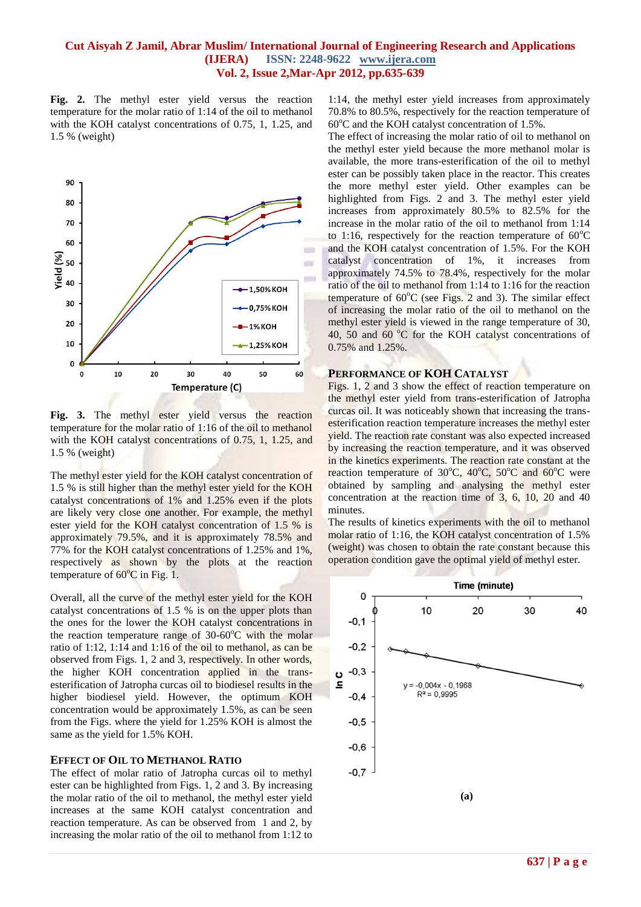**Fig. 2.** The methyl ester yield versus the reaction temperature for the molar ratio of 1:14 of the oil to methanol with the KOH catalyst concentrations of 0.75, 1, 1.25, and 1.5 % (weight)

**Fig. 3.** The methyl ester yield versus the reaction temperature for the molar ratio of 1:16 of the oil to methanol with the KOH catalyst concentrations of 0.75, 1, 1.25, and 1.5 % (weight)

The methyl ester yield for the KOH catalyst concentration of 1.5 % is still higher than the methyl ester yield for the KOH catalyst concentrations of 1% and 1.25% even if the plots are likely very close one another. For example, the methyl ester yield for the KOH catalyst concentration of 1.5 % is approximately 79.5%, and it is approximately 78.5% and 77% for the KOH catalyst concentrations of 1.25% and 1%, respectively as shown by the plots at the reaction temperature of 60°C in Fig. 1.

Overall, all the curve of the methyl ester yield for the KOH catalyst concentrations of 1.5 % is on the upper plots than the ones for the lower the KOH catalyst concentrations in the reaction temperature range of 30-60°C with the molar ratio of 1:12, 1:14 and 1:16 of the oil to methanol, as can be observed from Figs. 1, 2 and 3, respectively. In other words, the higher KOH concentration applied in the trans-esterification of Jatropha curcas oil to biodiesel results in the higher biodiesel yield. However, the optimum KOH concentration would be approximately 1.5%, as can be seen from the Figs. where the yield for 1.25% KOH is almost the same as the yield for 1.5% KOH.

### EFFECT OF OIL TO METHANOL RATIO

The effect of molar ratio of Jatropha curcas oil to methyl ester can be highlighted from Figs. 1, 2 and 3. By increasing the molar ratio of the oil to methanol, the methyl ester yield increases at the same KOH catalyst concentration and reaction temperature. As can be observed from 1 and 2, by increasing the molar ratio of the oil to methanol from 1:12 to 1:14, the methyl ester yield increases from approximately 70.8% to 80.5%, respectively for the reaction temperature of 60°C and the KOH catalyst concentration of 1.5%.

The effect of increasing the molar ratio of oil to methanol on the methyl ester yield because the more methanol molar is available, the more trans-esterification of the oil to methyl ester can be possibly taken place in the reactor. This creates the more methyl ester yield. Other examples can be highlighted from Figs. 2 and 3. The methyl ester yield increases from approximately 80.5% to 82.5% for the increase in the molar ratio of the oil to methanol from 1:14 to 1:16, respectively for the reaction temperature of 60°C and the KOH catalyst concentration of 1.5%. For the KOH catalyst concentration of 1%, it increases from approximately 74.5% to 78.4%, respectively for the molar ratio of the oil to methanol from 1:14 to 1:16 for the reaction temperature of 60°C (see Figs. 2 and 3). The similar effect of increasing the molar ratio of the oil to methanol on the methyl ester yield is viewed in the range temperature of 30, 40, 50 and 60 °C for the KOH catalyst concentrations of 0.75% and 1.25%.

### PERFORMANCE OF KOH CATALYST

Figs. 1, 2 and 3 show the effect of reaction temperature on the methyl ester yield from trans-esterification of Jatropha curcas oil. It was noticeably shown that increasing the trans-esterification reaction temperature increases the methyl ester yield. The reaction rate constant was also expected increased by increasing the reaction temperature, and it was observed in the kinetics experiments. The reaction rate constant at the reaction temperature of 30°C, 40°C, 50°C and 60°C were obtained by sampling and analysing the methyl ester concentration at the reaction time of 3, 6, 10, 20 and 40 minutes.

The results of kinetics experiments with the oil to methanol molar ratio of 1:16, the KOH catalyst concentration of 1.5% (weight) was chosen to obtain the rate constant because this operation condition gave the optimal yield of methyl ester.

(a)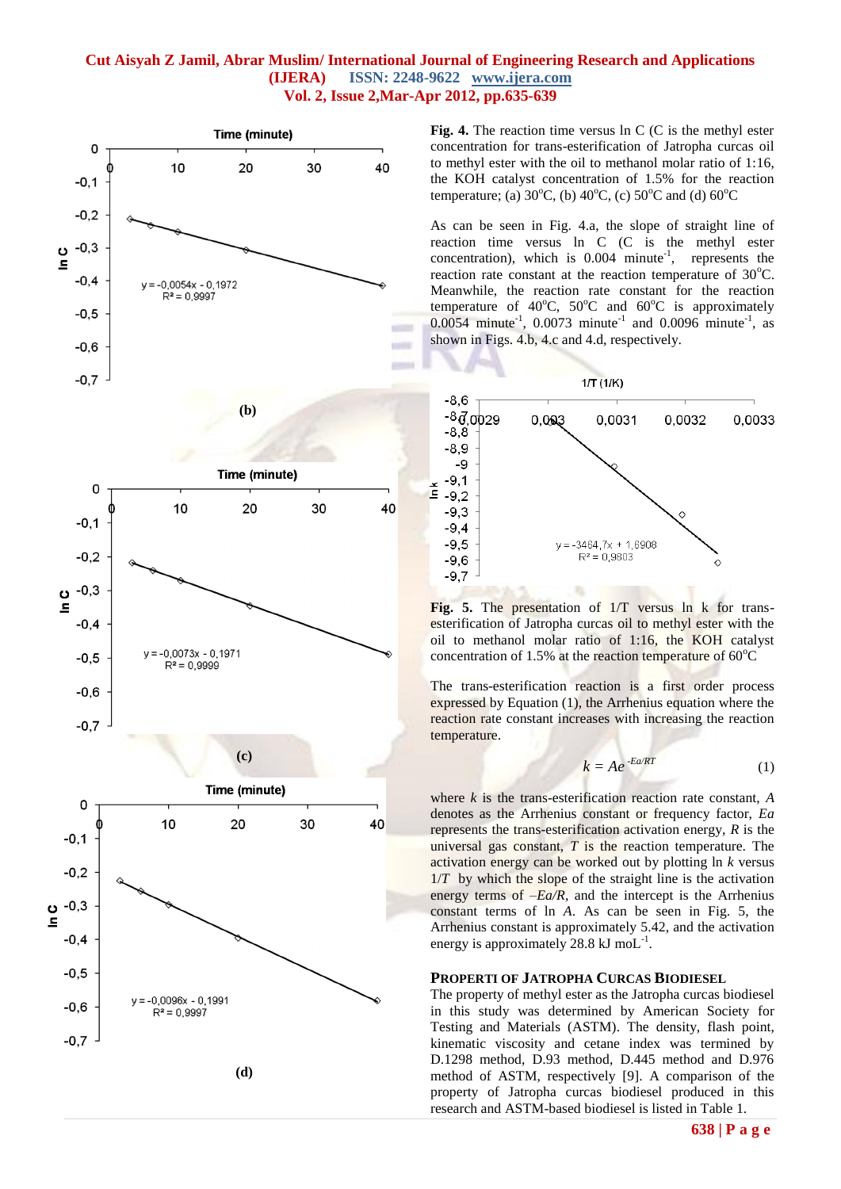(b)

(c)

(d)

**Fig. 4.** The reaction time versus ln C (C is the methyl ester concentration for trans-esterification of Jatropha curcas oil to methyl ester with the oil to methanol molar ratio of 1:16, the KOH catalyst concentration of 1.5% for the reaction temperature; (a) 30$^o$C, (b) 40$^o$C, (c) 50$^o$C and (d) 60$^o$C

As can be seen in Fig. 4.a, the slope of straight line of reaction time versus ln C (C is the methyl ester concentration), which is 0.004 minute$^{-1}$, represents the reaction rate constant at the reaction temperature of 30$^o$C. Meanwhile, the reaction rate constant for the reaction temperature of 40$^o$C, 50$^o$C and 60$^o$C is approximately 0.0054 minute$^{-1}$, 0.0073 minute$^{-1}$ and 0.0096 minute$^{-1}$, as shown in Figs. 4.b, 4.c and 4.d, respectively.

**Fig. 5.** The presentation of 1/T versus ln k for trans-esterification of Jatropha curcas oil to methyl ester with the oil to methanol molar ratio of 1:16, the KOH catalyst concentration of 1.5% at the reaction temperature of 60$^o$C

The trans-esterification reaction is a first order process expressed by Equation (1), the Arrhenius equation where the reaction rate constant increases with increasing the reaction temperature.

$$k = Ae^{-Ea/RT} \qquad (1)$$

where $k$ is the trans-esterification reaction rate constant, $A$ denotes as the Arrhenius constant or frequency factor, $Ea$ represents the trans-esterification activation energy, $R$ is the universal gas constant, $T$ is the reaction temperature. The activation energy can be worked out by plotting ln $k$ versus $1/T$ by which the slope of the straight line is the activation energy terms of $-Ea/R$, and the intercept is the Arrhenius constant terms of ln $A$. As can be seen in Fig. 5, the Arrhenius constant is approximately 5.42, and the activation energy is approximately 28.8 kJ moL$^{-1}$.

## PROPERTI OF JATROPHA CURCAS BIODIESEL

The property of methyl ester as the Jatropha curcas biodiesel in this study was determined by American Society for Testing and Materials (ASTM). The density, flash point, kinematic viscosity and cetane index was termined by D.1298 method, D.93 method, D.445 method and D.976 method of ASTM, respectively [9]. A comparison of the property of Jatropha curcas biodiesel produced in this research and ASTM-based biodiesel is listed in Table 1.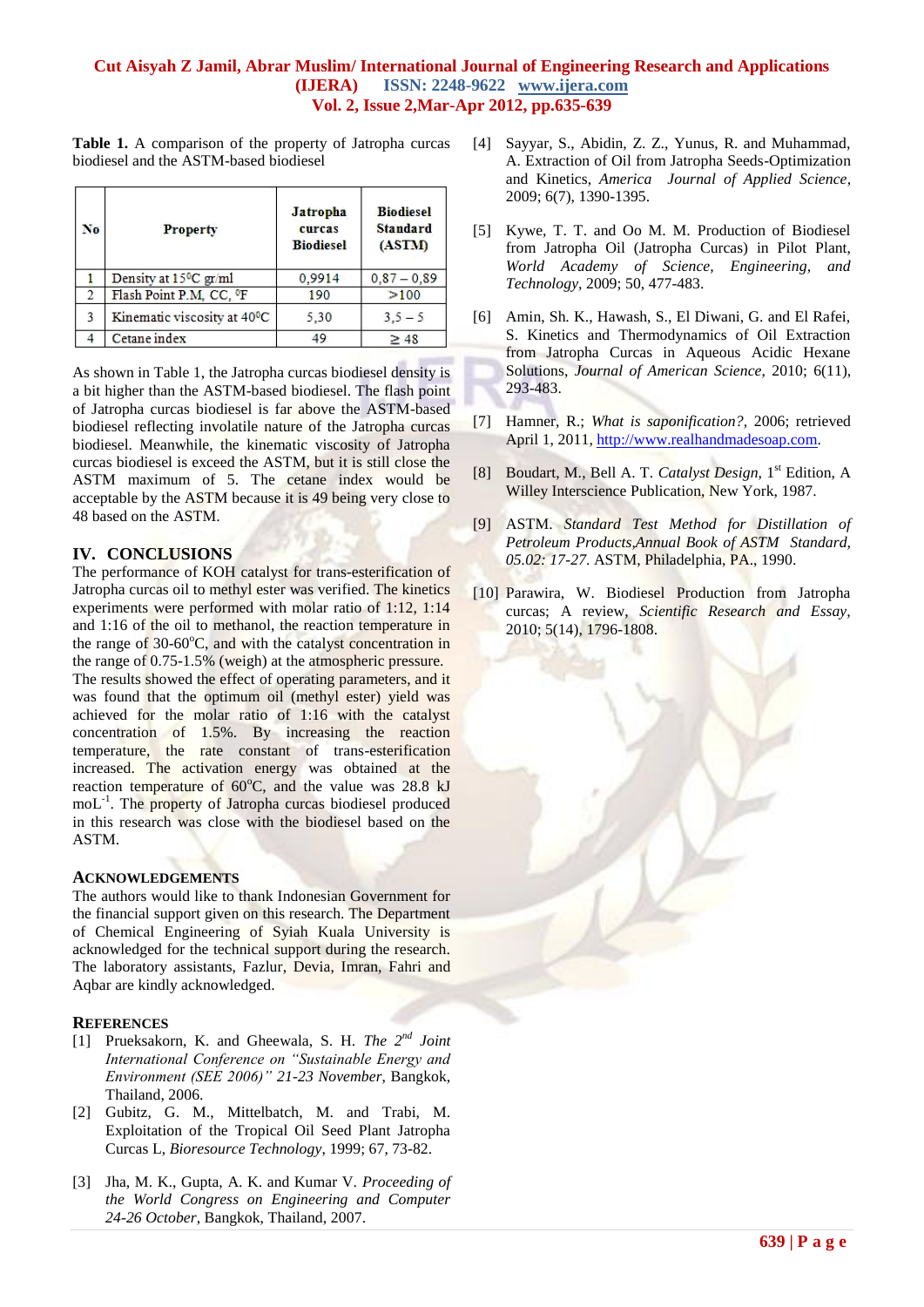**Table 1.** A comparison of the property of Jatropha curcas biodiesel and the ASTM-based biodiesel

| No | Property | Jatropha curcas Biodiesel | Biodiesel Standard (ASTM) |
|---|---|---|---|
| 1 | Density at 15°C gr/ml | 0,9914 | 0,87 – 0,89 |
| 2 | Flash Point P.M, CC, °F | 190 | >100 |
| 3 | Kinematic viscosity at 40°C | 5,30 | 3,5 – 5 |
| 4 | Cetane index | 49 | ≥ 48 |

As shown in Table 1, the Jatropha curcas biodiesel density is a bit higher than the ASTM-based biodiesel. The flash point of Jatropha curcas biodiesel is far above the ASTM-based biodiesel reflecting involatile nature of the Jatropha curcas biodiesel. Meanwhile, the kinematic viscosity of Jatropha curcas biodiesel is exceed the ASTM, but it is still close the ASTM maximum of 5. The cetane index would be acceptable by the ASTM because it is 49 being very close to 48 based on the ASTM.

## IV. CONCLUSIONS

The performance of KOH catalyst for trans-esterification of Jatropha curcas oil to methyl ester was verified. The kinetics experiments were performed with molar ratio of 1:12, 1:14 and 1:16 of the oil to methanol, the reaction temperature in the range of 30-60°C, and with the catalyst concentration in the range of 0.75-1.5% (weigh) at the atmospheric pressure. The results showed the effect of operating parameters, and it was found that the optimum oil (methyl ester) yield was achieved for the molar ratio of 1:16 with the catalyst concentration of 1.5%. By increasing the reaction temperature, the rate constant of trans-esterification increased. The activation energy was obtained at the reaction temperature of 60°C, and the value was 28.8 kJ $moL^{-1}$. The property of Jatropha curcas biodiesel produced in this research was close with the biodiesel based on the ASTM.

## ACKNOWLEDGEMENTS

The authors would like to thank Indonesian Government for the financial support given on this research. The Department of Chemical Engineering of Syiah Kuala University is acknowledged for the technical support during the research. The laboratory assistants, Fazlur, Devia, Imran, Fahri and Aqbar are kindly acknowledged.

## REFERENCES

[1] Prueksakorn, K. and Gheewala, S. H. *The 2nd Joint International Conference on "Sustainable Energy and Environment (SEE 2006)" 21-23 November*, Bangkok, Thailand, 2006.

[2] Gubitz, G. M., Mittelbatch, M. and Trabi, M. Exploitation of the Tropical Oil Seed Plant Jatropha Curcas L, *Bioresource Technology*, 1999; 67, 73-82.

[3] Jha, M. K., Gupta, A. K. and Kumar V. *Proceeding of the World Congress on Engineering and Computer 24-26 October*, Bangkok, Thailand, 2007.

[4] Sayyar, S., Abidin, Z. Z., Yunus, R. and Muhammad, A. Extraction of Oil from Jatropha Seeds-Optimization and Kinetics, *America Journal of Applied Science*, 2009; 6(7), 1390-1395.

[5] Kywe, T. T. and Oo M. M. Production of Biodiesel from Jatropha Oil (Jatropha Curcas) in Pilot Plant, *World Academy of Science, Engineering, and Technology*, 2009; 50, 477-483.

[6] Amin, Sh. K., Hawash, S., El Diwani, G. and El Rafei, S. Kinetics and Thermodynamics of Oil Extraction from Jatropha Curcas in Aqueous Acidic Hexane Solutions, *Journal of American Science*, 2010; 6(11), 293-483.

[7] Hamner, R.; *What is saponification?*, 2006; retrieved April 1, 2011, http://www.realhandmadesoap.com.

[8] Boudart, M., Bell A. T. *Catalyst Design*, 1st Edition, A Willey Interscience Publication, New York, 1987.

[9] ASTM. *Standard Test Method for Distillation of Petroleum Products,Annual Book of ASTM Standard, 05.02: 17-27.* ASTM, Philadelphia, PA., 1990.

[10] Parawira, W. Biodiesel Production from Jatropha curcas; A review, *Scientific Research and Essay*, 2010; 5(14), 1796-1808.